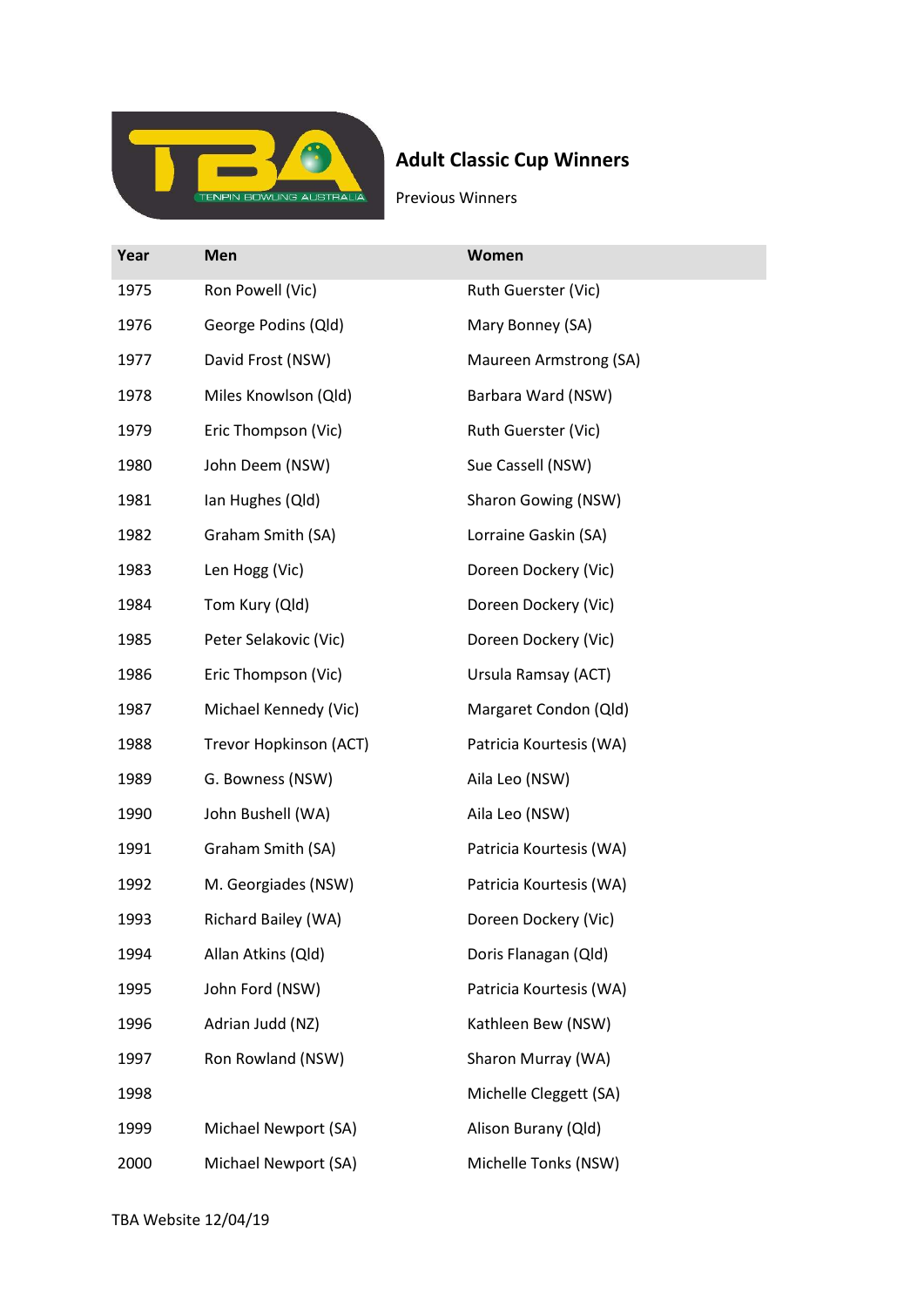# Adult Classic Cup Winners

Previous Winners

| Year | Men | Women |
|---|---|---|
| 1975 | Ron Powell (Vic) | Ruth Guerster (Vic) |
| 1976 | George Podins (Qld) | Mary Bonney (SA) |
| 1977 | David Frost (NSW) | Maureen Armstrong (SA) |
| 1978 | Miles Knowlson (Qld) | Barbara Ward (NSW) |
| 1979 | Eric Thompson (Vic) | Ruth Guerster (Vic) |
| 1980 | John Deem (NSW) | Sue Cassell (NSW) |
| 1981 | Ian Hughes (Qld) | Sharon Gowing (NSW) |
| 1982 | Graham Smith (SA) | Lorraine Gaskin (SA) |
| 1983 | Len Hogg (Vic) | Doreen Dockery (Vic) |
| 1984 | Tom Kury (Qld) | Doreen Dockery (Vic) |
| 1985 | Peter Selakovic (Vic) | Doreen Dockery (Vic) |
| 1986 | Eric Thompson (Vic) | Ursula Ramsay (ACT) |
| 1987 | Michael Kennedy (Vic) | Margaret Condon (Qld) |
| 1988 | Trevor Hopkinson (ACT) | Patricia Kourtesis (WA) |
| 1989 | G. Bowness (NSW) | Aila Leo (NSW) |
| 1990 | John Bushell (WA) | Aila Leo (NSW) |
| 1991 | Graham Smith (SA) | Patricia Kourtesis (WA) |
| 1992 | M. Georgiades (NSW) | Patricia Kourtesis (WA) |
| 1993 | Richard Bailey (WA) | Doreen Dockery (Vic) |
| 1994 | Allan Atkins (Qld) | Doris Flanagan (Qld) |
| 1995 | John Ford (NSW) | Patricia Kourtesis (WA) |
| 1996 | Adrian Judd (NZ) | Kathleen Bew (NSW) |
| 1997 | Ron Rowland (NSW) | Sharon Murray (WA) |
| 1998 | | Michelle Cleggett (SA) |
| 1999 | Michael Newport (SA) | Alison Burany (Qld) |
| 2000 | Michael Newport (SA) | Michelle Tonks (NSW) |

TBA Website 12/04/19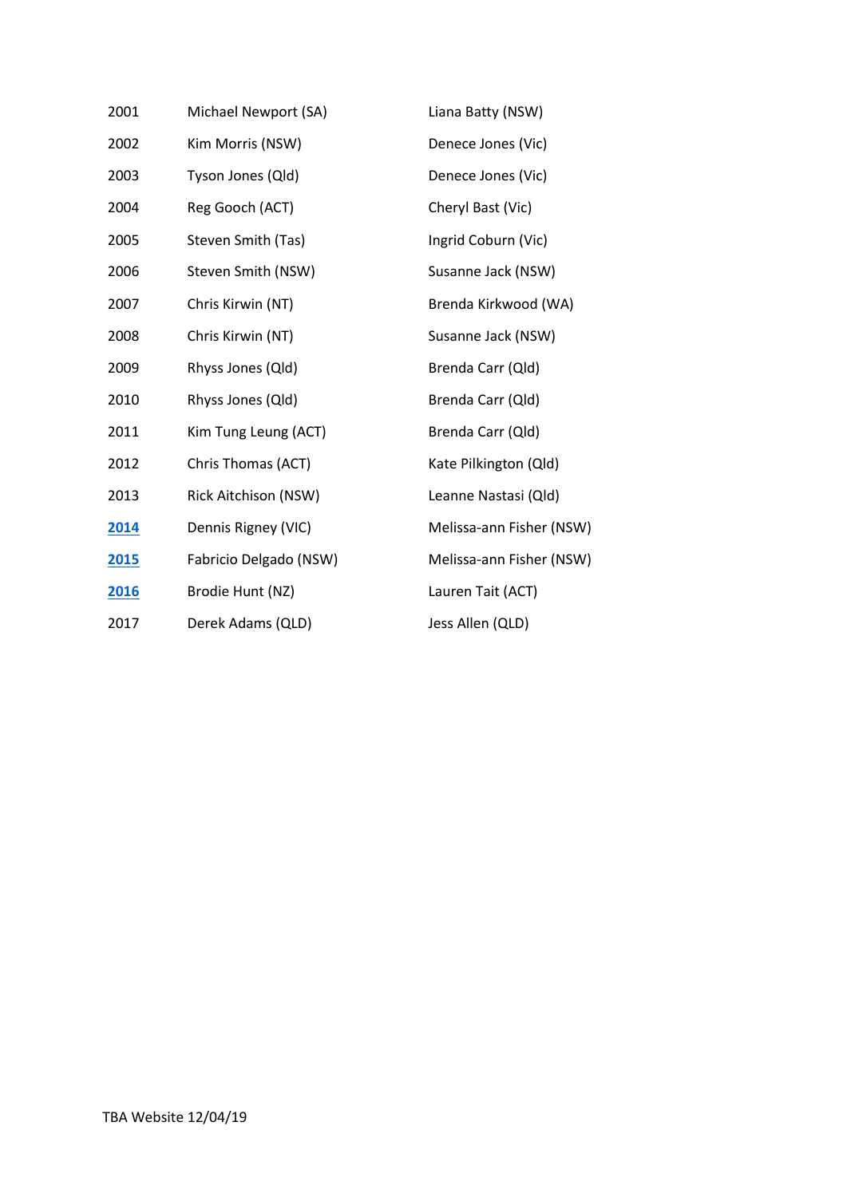| | | |
|---|---|---|
| 2001 | Michael Newport (SA) | Liana Batty (NSW) |
| 2002 | Kim Morris (NSW) | Denece Jones (Vic) |
| 2003 | Tyson Jones (Qld) | Denece Jones (Vic) |
| 2004 | Reg Gooch (ACT) | Cheryl Bast (Vic) |
| 2005 | Steven Smith (Tas) | Ingrid Coburn (Vic) |
| 2006 | Steven Smith (NSW) | Susanne Jack (NSW) |
| 2007 | Chris Kirwin (NT) | Brenda Kirkwood (WA) |
| 2008 | Chris Kirwin (NT) | Susanne Jack (NSW) |
| 2009 | Rhyss Jones (Qld) | Brenda Carr (Qld) |
| 2010 | Rhyss Jones (Qld) | Brenda Carr (Qld) |
| 2011 | Kim Tung Leung (ACT) | Brenda Carr (Qld) |
| 2012 | Chris Thomas (ACT) | Kate Pilkington (Qld) |
| 2013 | Rick Aitchison (NSW) | Leanne Nastasi (Qld) |
| **2014** | Dennis Rigney (VIC) | Melissa-ann Fisher (NSW) |
| **2015** | Fabricio Delgado (NSW) | Melissa-ann Fisher (NSW) |
| **2016** | Brodie Hunt (NZ) | Lauren Tait (ACT) |
| 2017 | Derek Adams (QLD) | Jess Allen (QLD) |

TBA Website 12/04/19